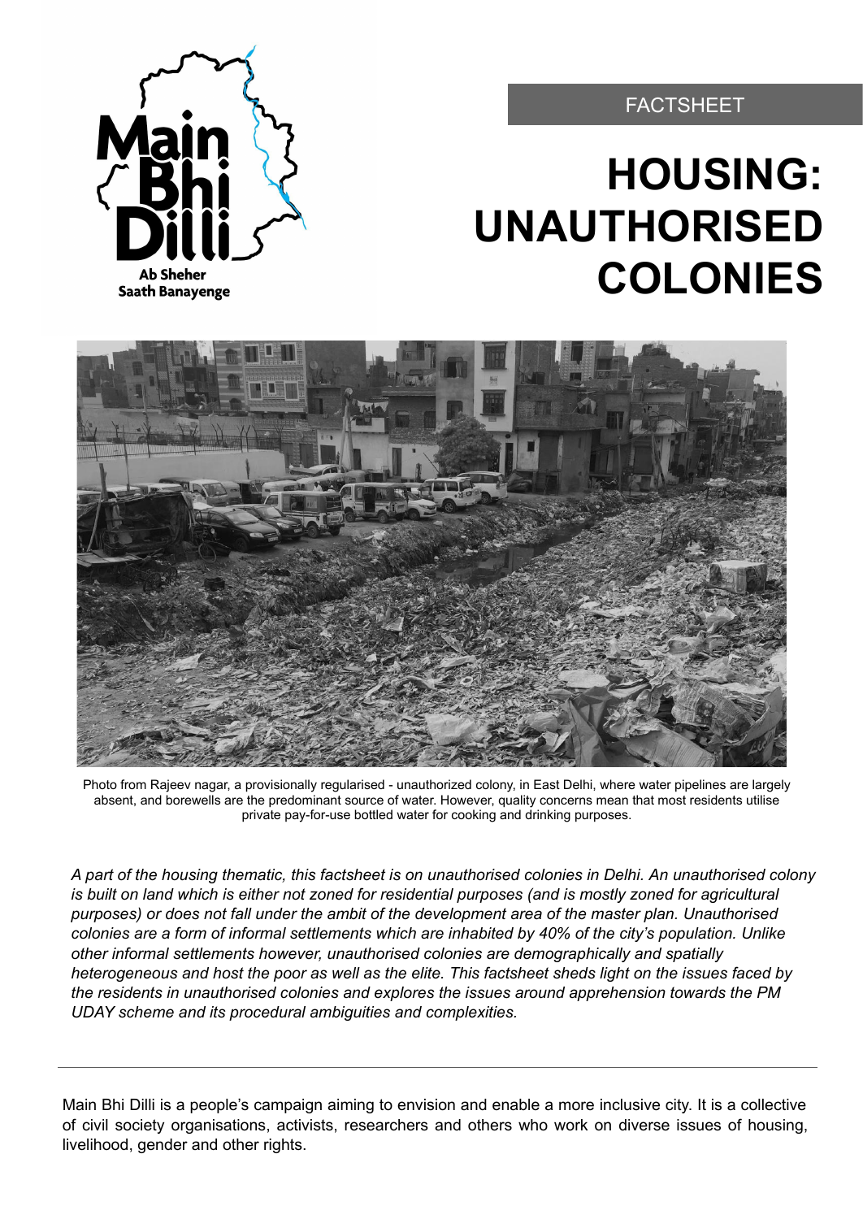Main Bhi Dilli

Ab Sheher Saath Banayenge

FACTSHEET

# HOUSING: UNAUTHORISED COLONIES

Photo from Rajeev nagar, a provisionally regularised - unauthorized colony, in East Delhi, where water pipelines are largely absent, and borewells are the predominant source of water. However, quality concerns mean that most residents utilise private pay-for-use bottled water for cooking and drinking purposes.

*A part of the housing thematic, this factsheet is on unauthorised colonies in Delhi. An unauthorised colony is built on land which is either not zoned for residential purposes (and is mostly zoned for agricultural purposes) or does not fall under the ambit of the development area of the master plan. Unauthorised colonies are a form of informal settlements which are inhabited by 40% of the city's population. Unlike other informal settlements however, unauthorised colonies are demographically and spatially heterogeneous and host the poor as well as the elite. This factsheet sheds light on the issues faced by the residents in unauthorised colonies and explores the issues around apprehension towards the PM UDAY scheme and its procedural ambiguities and complexities.*

---

Main Bhi Dilli is a people's campaign aiming to envision and enable a more inclusive city. It is a collective of civil society organisations, activists, researchers and others who work on diverse issues of housing, livelihood, gender and other rights.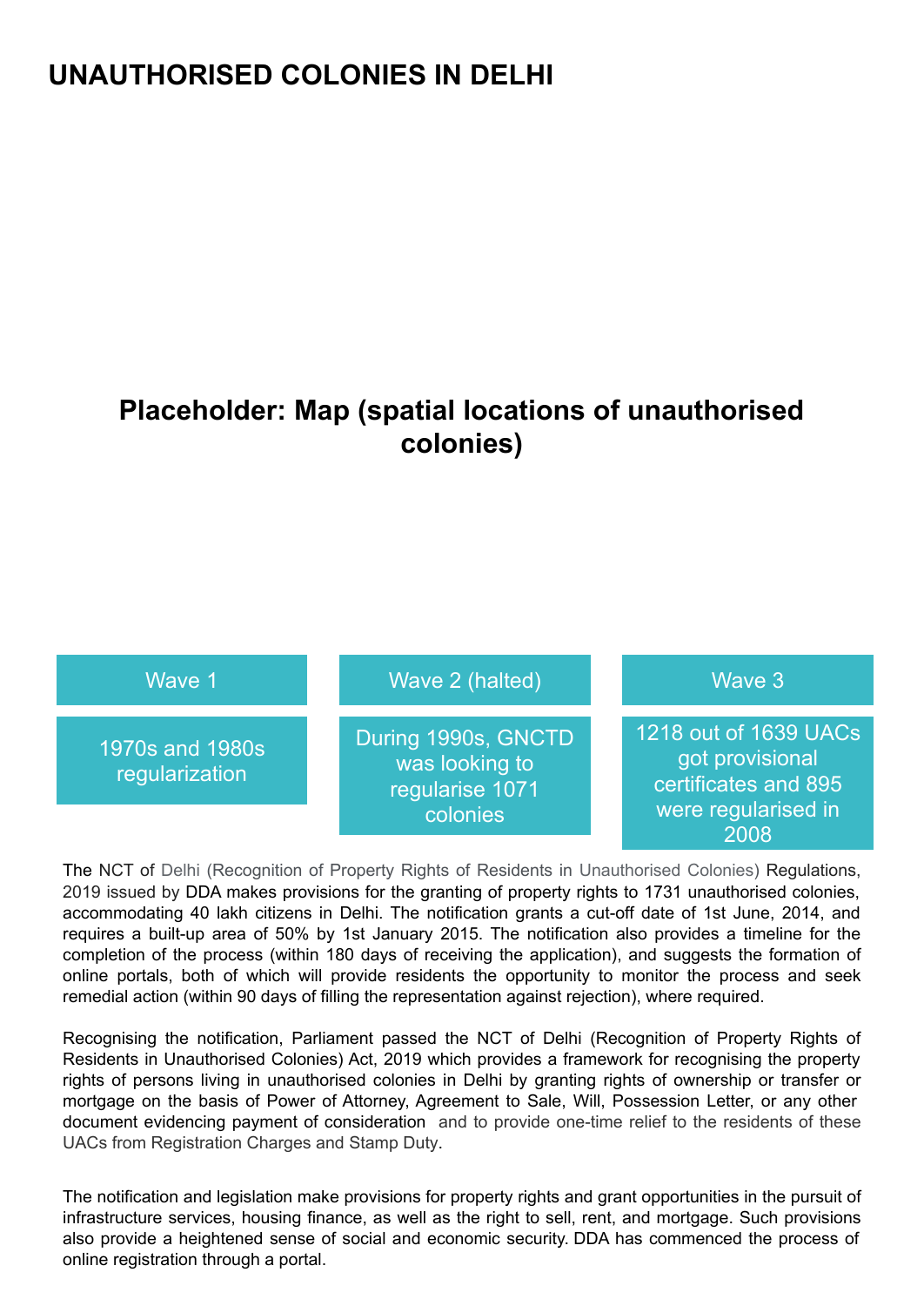# UNAUTHORISED COLONIES IN DELHI

**Placeholder: Map (spatial locations of unauthorised colonies)**

| Wave 1 | Wave 2 (halted) | Wave 3 |
| --- | --- | --- |
| 1970s and 1980s regularization | During 1990s, GNCTD was looking to regularise 1071 colonies | 1218 out of 1639 UACs got provisional certificates and 895 were regularised in 2008 |

The NCT of Delhi (Recognition of Property Rights of Residents in Unauthorised Colonies) Regulations, 2019 issued by DDA makes provisions for the granting of property rights to 1731 unauthorised colonies, accommodating 40 lakh citizens in Delhi. The notification grants a cut-off date of 1st June, 2014, and requires a built-up area of 50% by 1st January 2015. The notification also provides a timeline for the completion of the process (within 180 days of receiving the application), and suggests the formation of online portals, both of which will provide residents the opportunity to monitor the process and seek remedial action (within 90 days of filling the representation against rejection), where required.

Recognising the notification, Parliament passed the NCT of Delhi (Recognition of Property Rights of Residents in Unauthorised Colonies) Act, 2019 which provides a framework for recognising the property rights of persons living in unauthorised colonies in Delhi by granting rights of ownership or transfer or mortgage on the basis of Power of Attorney, Agreement to Sale, Will, Possession Letter, or any other document evidencing payment of consideration and to provide one-time relief to the residents of these UACs from Registration Charges and Stamp Duty.

The notification and legislation make provisions for property rights and grant opportunities in the pursuit of infrastructure services, housing finance, as well as the right to sell, rent, and mortgage. Such provisions also provide a heightened sense of social and economic security. DDA has commenced the process of online registration through a portal.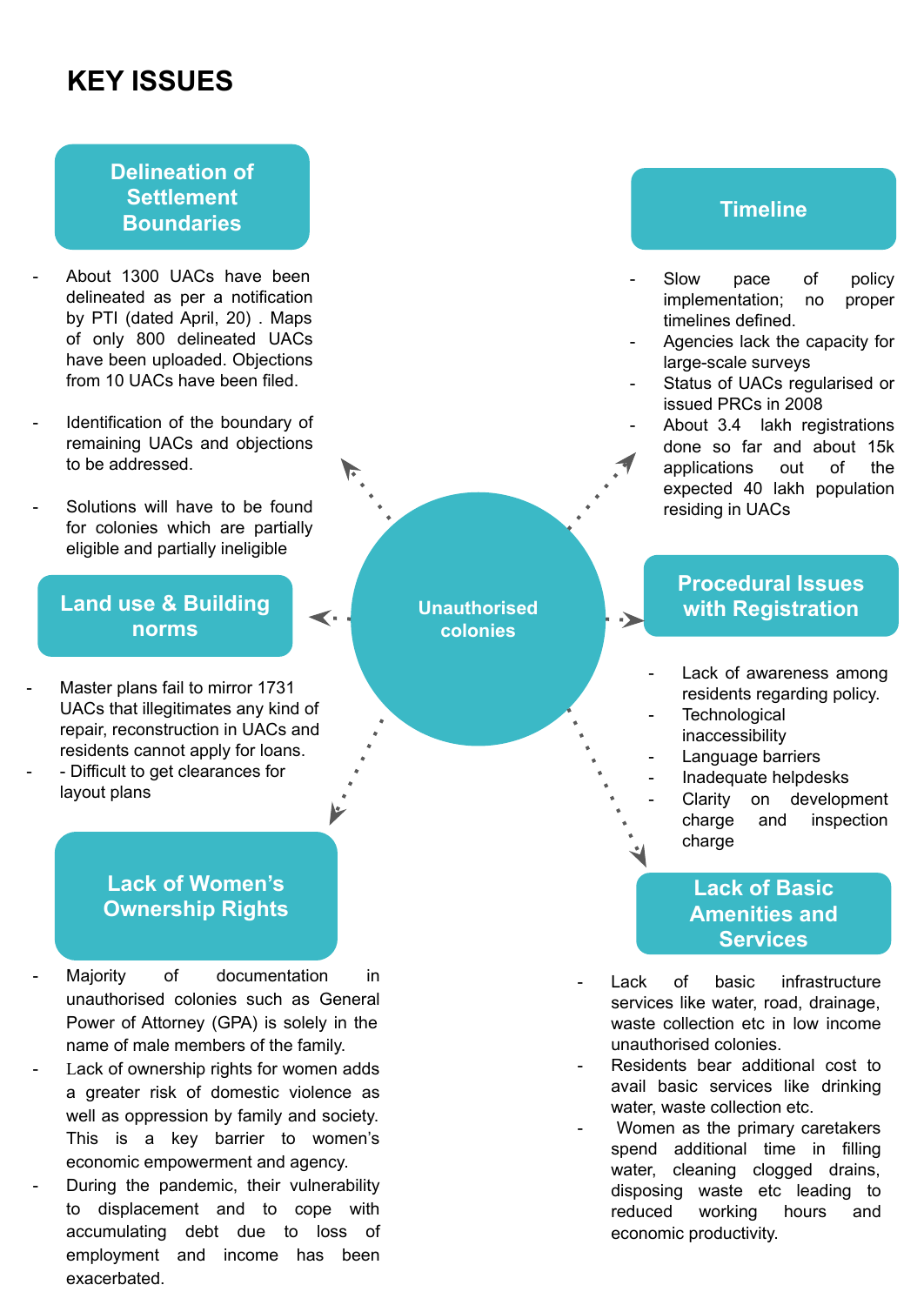# KEY ISSUES

**Unauthorised colonies**

## Delineation of Settlement Boundaries

- About 1300 UACs have been delineated as per a notification by PTI (dated April, 20) . Maps of only 800 delineated UACs have been uploaded. Objections from 10 UACs have been filed.
- Identification of the boundary of remaining UACs and objections to be addressed.
- Solutions will have to be found for colonies which are partially eligible and partially ineligible

## Timeline

- Slow pace of policy implementation; no proper timelines defined.
- Agencies lack the capacity for large-scale surveys
- Status of UACs regularised or issued PRCs in 2008
- About 3.4 lakh registrations done so far and about 15k applications out of the expected 40 lakh population residing in UACs

## Land use & Building norms

- Master plans fail to mirror 1731 UACs that illegitimates any kind of repair, reconstruction in UACs and residents cannot apply for loans.
- - Difficult to get clearances for layout plans

## Procedural Issues with Registration

- Lack of awareness among residents regarding policy.
- Technological inaccessibility
- Language barriers
- Inadequate helpdesks
- Clarity on development charge and inspection charge

## Lack of Women's Ownership Rights

- Majority of documentation in unauthorised colonies such as General Power of Attorney (GPA) is solely in the name of male members of the family.
- Lack of ownership rights for women adds a greater risk of domestic violence as well as oppression by family and society. This is a key barrier to women's economic empowerment and agency.
- During the pandemic, their vulnerability to displacement and to cope with accumulating debt due to loss of employment and income has been exacerbated.

## Lack of Basic Amenities and Services

- Lack of basic infrastructure services like water, road, drainage, waste collection etc in low income unauthorised colonies.
- Residents bear additional cost to avail basic services like drinking water, waste collection etc.
- Women as the primary caretakers spend additional time in filling water, cleaning clogged drains, disposing waste etc leading to reduced working hours and economic productivity.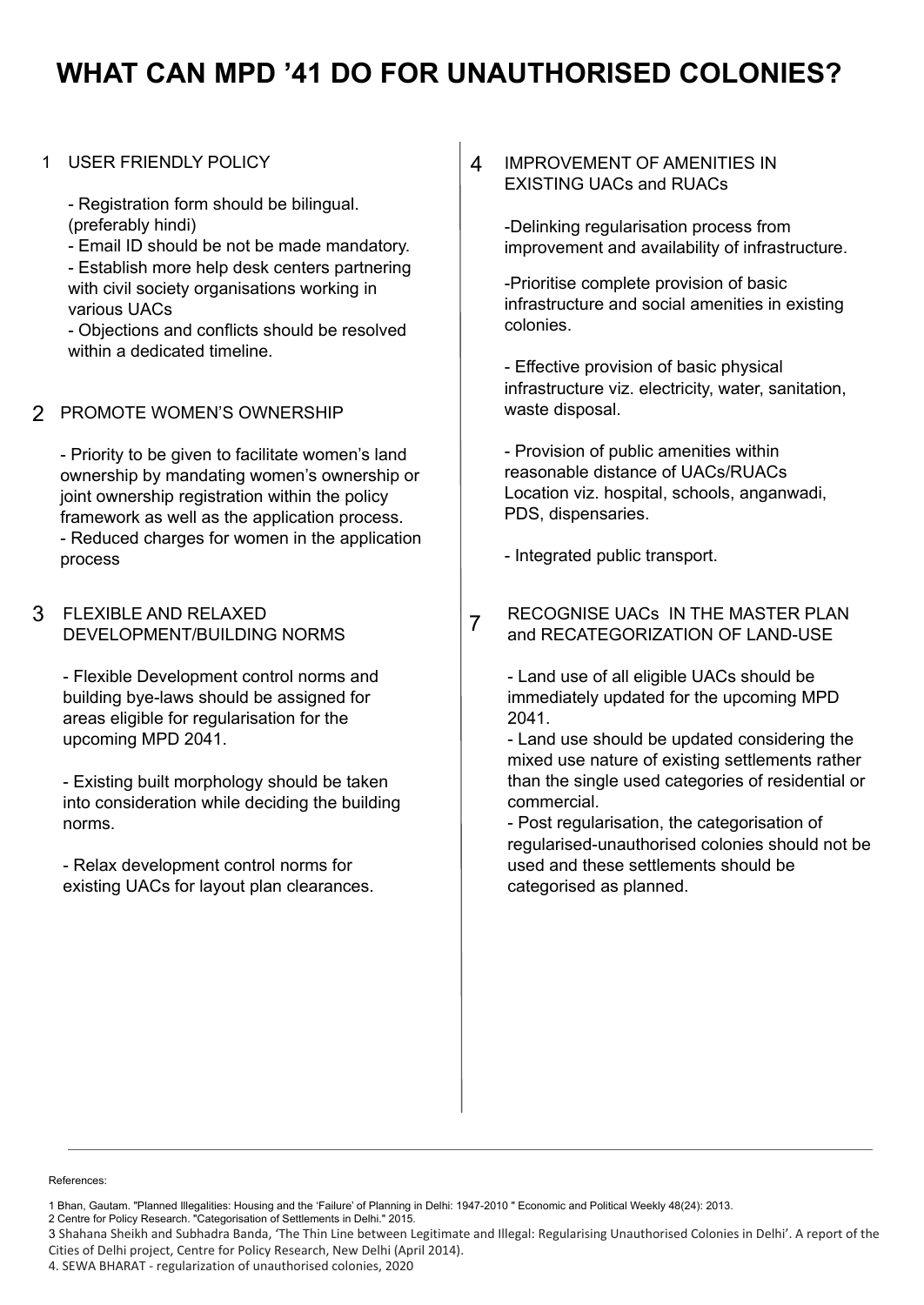# WHAT CAN MPD '41 DO FOR UNAUTHORISED COLONIES?

## 1 USER FRIENDLY POLICY

- Registration form should be bilingual. (preferably hindi)
- Email ID should be not be made mandatory.
- Establish more help desk centers partnering with civil society organisations working in various UACs
- Objections and conflicts should be resolved within a dedicated timeline.

## 2 PROMOTE WOMEN'S OWNERSHIP

- Priority to be given to facilitate women's land ownership by mandating women's ownership or joint ownership registration within the policy framework as well as the application process.
- Reduced charges for women in the application process

## 3 FLEXIBLE AND RELAXED DEVELOPMENT/BUILDING NORMS

- Flexible Development control norms and building bye-laws should be assigned for areas eligible for regularisation for the upcoming MPD 2041.

- Existing built morphology should be taken into consideration while deciding the building norms.

- Relax development control norms for existing UACs for layout plan clearances.

## 4 IMPROVEMENT OF AMENITIES IN EXISTING UACs and RUACs

-Delinking regularisation process from improvement and availability of infrastructure.

-Prioritise complete provision of basic infrastructure and social amenities in existing colonies.

- Effective provision of basic physical infrastructure viz. electricity, water, sanitation, waste disposal.

- Provision of public amenities within reasonable distance of UACs/RUACs Location viz. hospital, schools, anganwadi, PDS, dispensaries.

- Integrated public transport.

## 7 RECOGNISE UACs IN THE MASTER PLAN and RECATEGORIZATION OF LAND-USE

- Land use of all eligible UACs should be immediately updated for the upcoming MPD 2041.
- Land use should be updated considering the mixed use nature of existing settlements rather than the single used categories of residential or commercial.
- Post regularisation, the categorisation of regularised-unauthorised colonies should not be used and these settlements should be categorised as planned.

---

References:

1 Bhan, Gautam. "Planned Illegalities: Housing and the 'Failure' of Planning in Delhi: 1947-2010 " Economic and Political Weekly 48(24): 2013.
2 Centre for Policy Research. "Categorisation of Settlements in Delhi." 2015.
3 Shahana Sheikh and Subhadra Banda, 'The Thin Line between Legitimate and Illegal: Regularising Unauthorised Colonies in Delhi'. A report of the Cities of Delhi project, Centre for Policy Research, New Delhi (April 2014).
4. SEWA BHARAT - regularization of unauthorised colonies, 2020